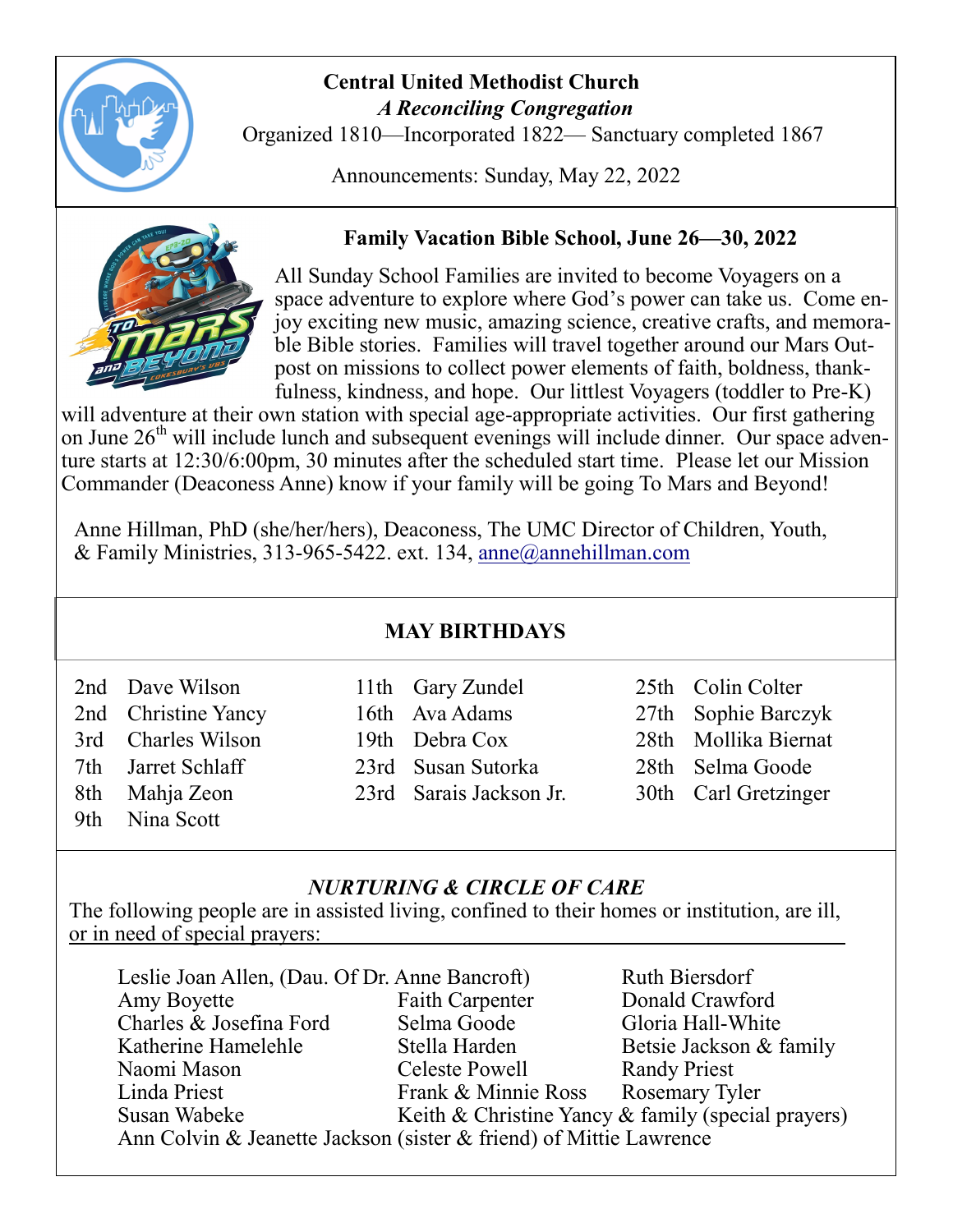# Central United Methodist Church

*A Reconciling Congregation*

Organized 1810—Incorporated 1822— Sanctuary completed 1867

Announcements: Sunday, May 22, 2022

## Family Vacation Bible School, June 26—30, 2022

All Sunday School Families are invited to become Voyagers on a space adventure to explore where God's power can take us. Come enjoy exciting new music, amazing science, creative crafts, and memorable Bible stories. Families will travel together around our Mars Outpost on missions to collect power elements of faith, boldness, thankfulness, kindness, and hope. Our littlest Voyagers (toddler to Pre-K) will adventure at their own station with special age-appropriate activities. Our first gathering on June 26th will include lunch and subsequent evenings will include dinner. Our space adventure starts at 12:30/6:00pm, 30 minutes after the scheduled start time. Please let our Mission Commander (Deaconess Anne) know if your family will be going To Mars and Beyond!

Anne Hillman, PhD (she/her/hers), Deaconess, The UMC Director of Children, Youth, & Family Ministries, 313-965-5422. ext. 134, anne@annehillman.com

## MAY BIRTHDAYS

| | | | | | |
|---|---|---|---|---|---|
| 2nd | Dave Wilson | 11th | Gary Zundel | 25th | Colin Colter |
| 2nd | Christine Yancy | 16th | Ava Adams | 27th | Sophie Barczyk |
| 3rd | Charles Wilson | 19th | Debra Cox | 28th | Mollika Biernat |
| 7th | Jarret Schlaff | 23rd | Susan Sutorka | 28th | Selma Goode |
| 8th | Mahja Zeon | 23rd | Sarais Jackson Jr. | 30th | Carl Gretzinger |
| 9th | Nina Scott | | | | |

## *NURTURING & CIRCLE OF CARE*

The following people are in assisted living, confined to their homes or institution, are ill, or in need of special prayers:

Leslie Joan Allen, (Dau. Of Dr. Anne Bancroft) — Ruth Biersdorf

| | | |
|---|---|---|
| Amy Boyette | Faith Carpenter | Donald Crawford |
| Charles & Josefina Ford | Selma Goode | Gloria Hall-White |
| Katherine Hamelehle | Stella Harden | Betsie Jackson & family |
| Naomi Mason | Celeste Powell | Randy Priest |
| Linda Priest | Frank & Minnie Ross | Rosemary Tyler |
| Susan Wabeke | Keith & Christine Yancy & family (special prayers) | |

Ann Colvin & Jeanette Jackson (sister & friend) of Mittie Lawrence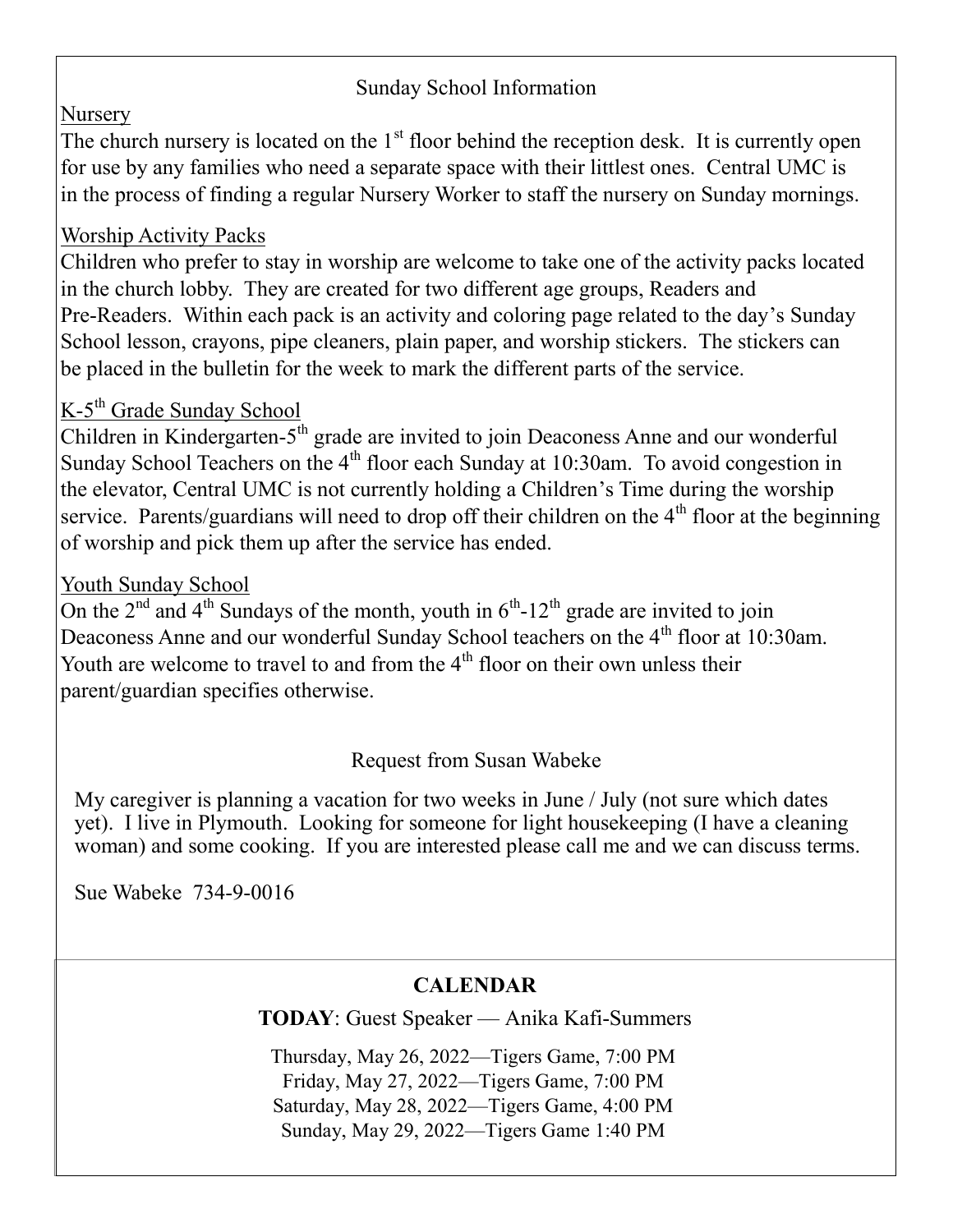## Sunday School Information

### Nursery

The church nursery is located on the 1st floor behind the reception desk. It is currently open for use by any families who need a separate space with their littlest ones. Central UMC is in the process of finding a regular Nursery Worker to staff the nursery on Sunday mornings.

### Worship Activity Packs

Children who prefer to stay in worship are welcome to take one of the activity packs located in the church lobby. They are created for two different age groups, Readers and Pre-Readers. Within each pack is an activity and coloring page related to the day's Sunday School lesson, crayons, pipe cleaners, plain paper, and worship stickers. The stickers can be placed in the bulletin for the week to mark the different parts of the service.

### K-5th Grade Sunday School

Children in Kindergarten-5th grade are invited to join Deaconess Anne and our wonderful Sunday School Teachers on the 4th floor each Sunday at 10:30am. To avoid congestion in the elevator, Central UMC is not currently holding a Children's Time during the worship service. Parents/guardians will need to drop off their children on the 4th floor at the beginning of worship and pick them up after the service has ended.

### Youth Sunday School

On the 2nd and 4th Sundays of the month, youth in 6th-12th grade are invited to join Deaconess Anne and our wonderful Sunday School teachers on the 4th floor at 10:30am. Youth are welcome to travel to and from the 4th floor on their own unless their parent/guardian specifies otherwise.

## Request from Susan Wabeke

My caregiver is planning a vacation for two weeks in June / July (not sure which dates yet). I live in Plymouth. Looking for someone for light housekeeping (I have a cleaning woman) and some cooking. If you are interested please call me and we can discuss terms.

Sue Wabeke 734-9-0016

## CALENDAR

**TODAY**: Guest Speaker — Anika Kafi-Summers

Thursday, May 26, 2022—Tigers Game, 7:00 PM
Friday, May 27, 2022—Tigers Game, 7:00 PM
Saturday, May 28, 2022—Tigers Game, 4:00 PM
Sunday, May 29, 2022—Tigers Game 1:40 PM